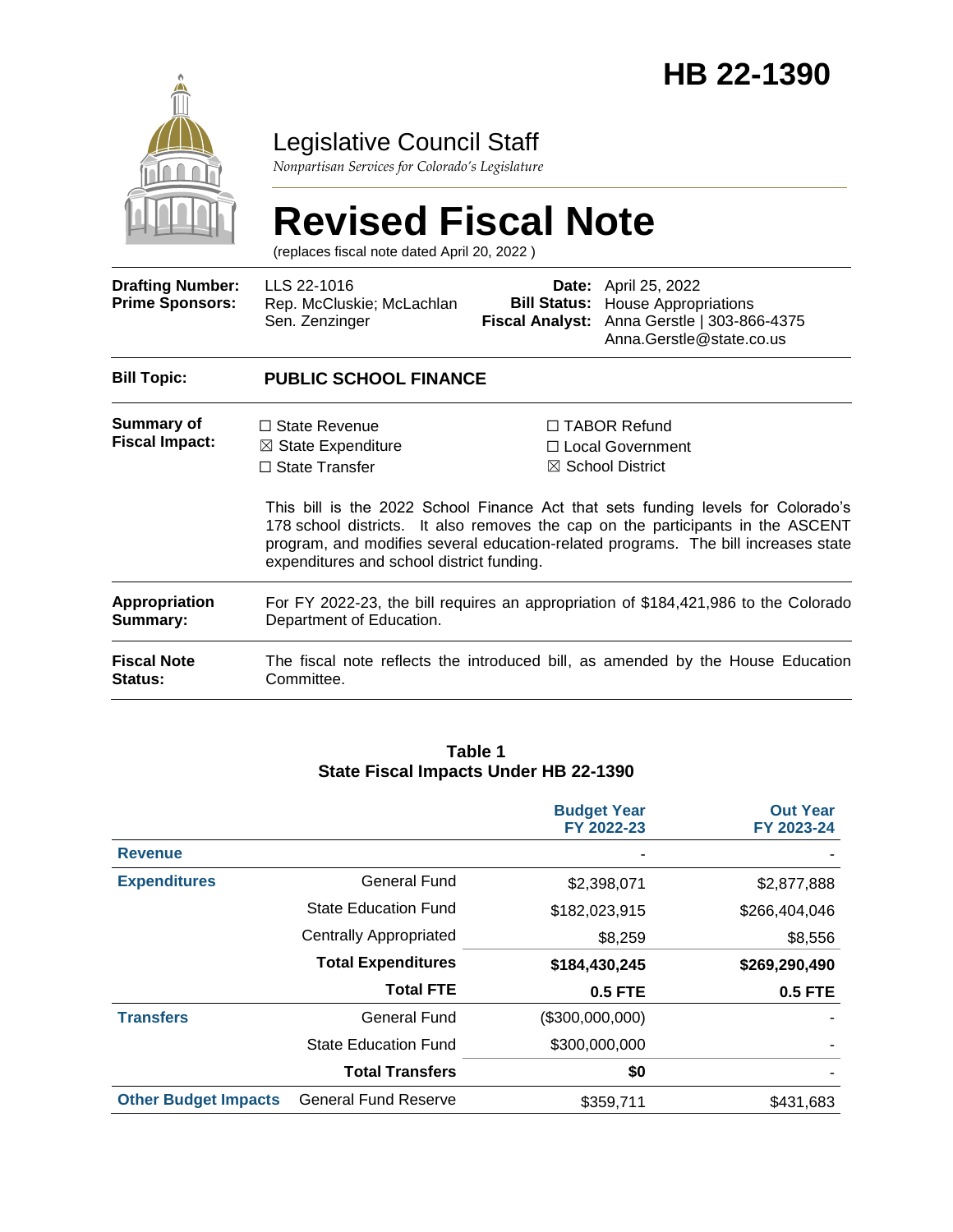# HB 22-1390

Legislative Council Staff

*Nonpartisan Services for Colorado's Legislature*

# Revised Fiscal Note

(replaces fiscal note dated April 20, 2022 )

| | | | |
|---|---|---|---|
| **Drafting Number:** | LLS 22-1016 | **Date:** | April 25, 2022 |
| **Prime Sponsors:** | Rep. McCluskie; McLachlan<br>Sen. Zenzinger | **Bill Status:** | House Appropriations |
| | | **Fiscal Analyst:** | Anna Gerstle \| 303-866-4375<br>Anna.Gerstle@state.co.us |

**Bill Topic:** **PUBLIC SCHOOL FINANCE**

**Summary of Fiscal Impact:**

☐ State Revenue
☒ State Expenditure
☐ State Transfer
☐ TABOR Refund
☐ Local Government
☒ School District

This bill is the 2022 School Finance Act that sets funding levels for Colorado's 178 school districts. It also removes the cap on the participants in the ASCENT program, and modifies several education-related programs. The bill increases state expenditures and school district funding.

**Appropriation Summary:** For FY 2022-23, the bill requires an appropriation of $184,421,986 to the Colorado Department of Education.

**Fiscal Note Status:** The fiscal note reflects the introduced bill, as amended by the House Education Committee.

**Table 1**
**State Fiscal Impacts Under HB 22-1390**

| | | Budget Year FY 2022-23 | Out Year FY 2023-24 |
|---|---|---|---|
| **Revenue** | | - | - |
| **Expenditures** | General Fund | $2,398,071 | $2,877,888 |
| | State Education Fund | $182,023,915 | $266,404,046 |
| | Centrally Appropriated | $8,259 | $8,556 |
| | **Total Expenditures** | **$184,430,245** | **$269,290,490** |
| | **Total FTE** | **0.5 FTE** | **0.5 FTE** |
| **Transfers** | General Fund | ($300,000,000) | - |
| | State Education Fund | $300,000,000 | - |
| | **Total Transfers** | **$0** | - |
| **Other Budget Impacts** | General Fund Reserve | $359,711 | $431,683 |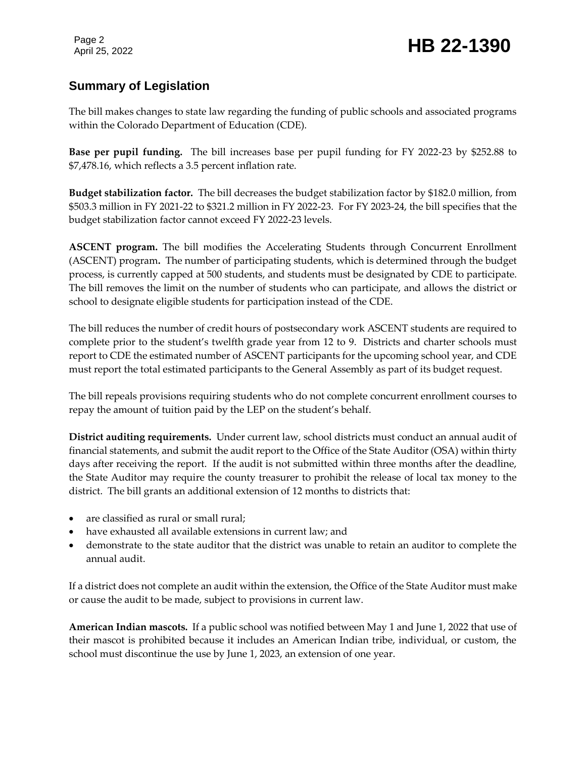## Summary of Legislation

The bill makes changes to state law regarding the funding of public schools and associated programs within the Colorado Department of Education (CDE).

**Base per pupil funding.** The bill increases base per pupil funding for FY 2022-23 by $252.88 to $7,478.16, which reflects a 3.5 percent inflation rate.

**Budget stabilization factor.** The bill decreases the budget stabilization factor by $182.0 million, from $503.3 million in FY 2021-22 to $321.2 million in FY 2022-23. For FY 2023-24, the bill specifies that the budget stabilization factor cannot exceed FY 2022-23 levels.

**ASCENT program.** The bill modifies the Accelerating Students through Concurrent Enrollment (ASCENT) program**.** The number of participating students, which is determined through the budget process, is currently capped at 500 students, and students must be designated by CDE to participate. The bill removes the limit on the number of students who can participate, and allows the district or school to designate eligible students for participation instead of the CDE.

The bill reduces the number of credit hours of postsecondary work ASCENT students are required to complete prior to the student's twelfth grade year from 12 to 9. Districts and charter schools must report to CDE the estimated number of ASCENT participants for the upcoming school year, and CDE must report the total estimated participants to the General Assembly as part of its budget request.

The bill repeals provisions requiring students who do not complete concurrent enrollment courses to repay the amount of tuition paid by the LEP on the student's behalf.

**District auditing requirements.** Under current law, school districts must conduct an annual audit of financial statements, and submit the audit report to the Office of the State Auditor (OSA) within thirty days after receiving the report. If the audit is not submitted within three months after the deadline, the State Auditor may require the county treasurer to prohibit the release of local tax money to the district. The bill grants an additional extension of 12 months to districts that:

- are classified as rural or small rural;
- have exhausted all available extensions in current law; and
- demonstrate to the state auditor that the district was unable to retain an auditor to complete the annual audit.

If a district does not complete an audit within the extension, the Office of the State Auditor must make or cause the audit to be made, subject to provisions in current law.

**American Indian mascots.** If a public school was notified between May 1 and June 1, 2022 that use of their mascot is prohibited because it includes an American Indian tribe, individual, or custom, the school must discontinue the use by June 1, 2023, an extension of one year.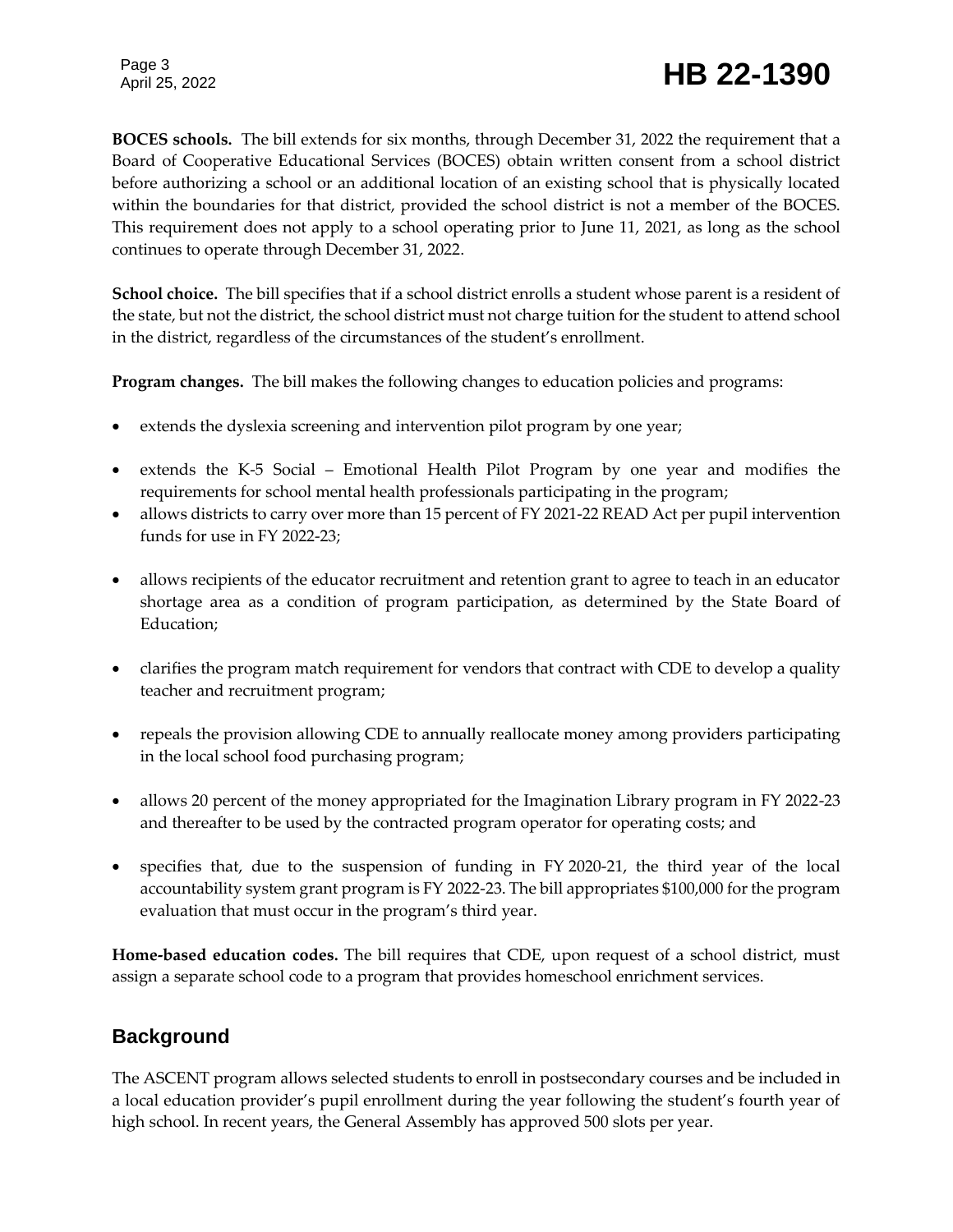**BOCES schools.** The bill extends for six months, through December 31, 2022 the requirement that a Board of Cooperative Educational Services (BOCES) obtain written consent from a school district before authorizing a school or an additional location of an existing school that is physically located within the boundaries for that district, provided the school district is not a member of the BOCES. This requirement does not apply to a school operating prior to June 11, 2021, as long as the school continues to operate through December 31, 2022.

**School choice.** The bill specifies that if a school district enrolls a student whose parent is a resident of the state, but not the district, the school district must not charge tuition for the student to attend school in the district, regardless of the circumstances of the student's enrollment.

**Program changes.** The bill makes the following changes to education policies and programs:

- extends the dyslexia screening and intervention pilot program by one year;
- extends the K-5 Social – Emotional Health Pilot Program by one year and modifies the requirements for school mental health professionals participating in the program;
- allows districts to carry over more than 15 percent of FY 2021-22 READ Act per pupil intervention funds for use in FY 2022-23;
- allows recipients of the educator recruitment and retention grant to agree to teach in an educator shortage area as a condition of program participation, as determined by the State Board of Education;
- clarifies the program match requirement for vendors that contract with CDE to develop a quality teacher and recruitment program;
- repeals the provision allowing CDE to annually reallocate money among providers participating in the local school food purchasing program;
- allows 20 percent of the money appropriated for the Imagination Library program in FY 2022-23 and thereafter to be used by the contracted program operator for operating costs; and
- specifies that, due to the suspension of funding in FY 2020-21, the third year of the local accountability system grant program is FY 2022-23. The bill appropriates $100,000 for the program evaluation that must occur in the program's third year.

**Home-based education codes.** The bill requires that CDE, upon request of a school district, must assign a separate school code to a program that provides homeschool enrichment services.

## Background

The ASCENT program allows selected students to enroll in postsecondary courses and be included in a local education provider's pupil enrollment during the year following the student's fourth year of high school. In recent years, the General Assembly has approved 500 slots per year.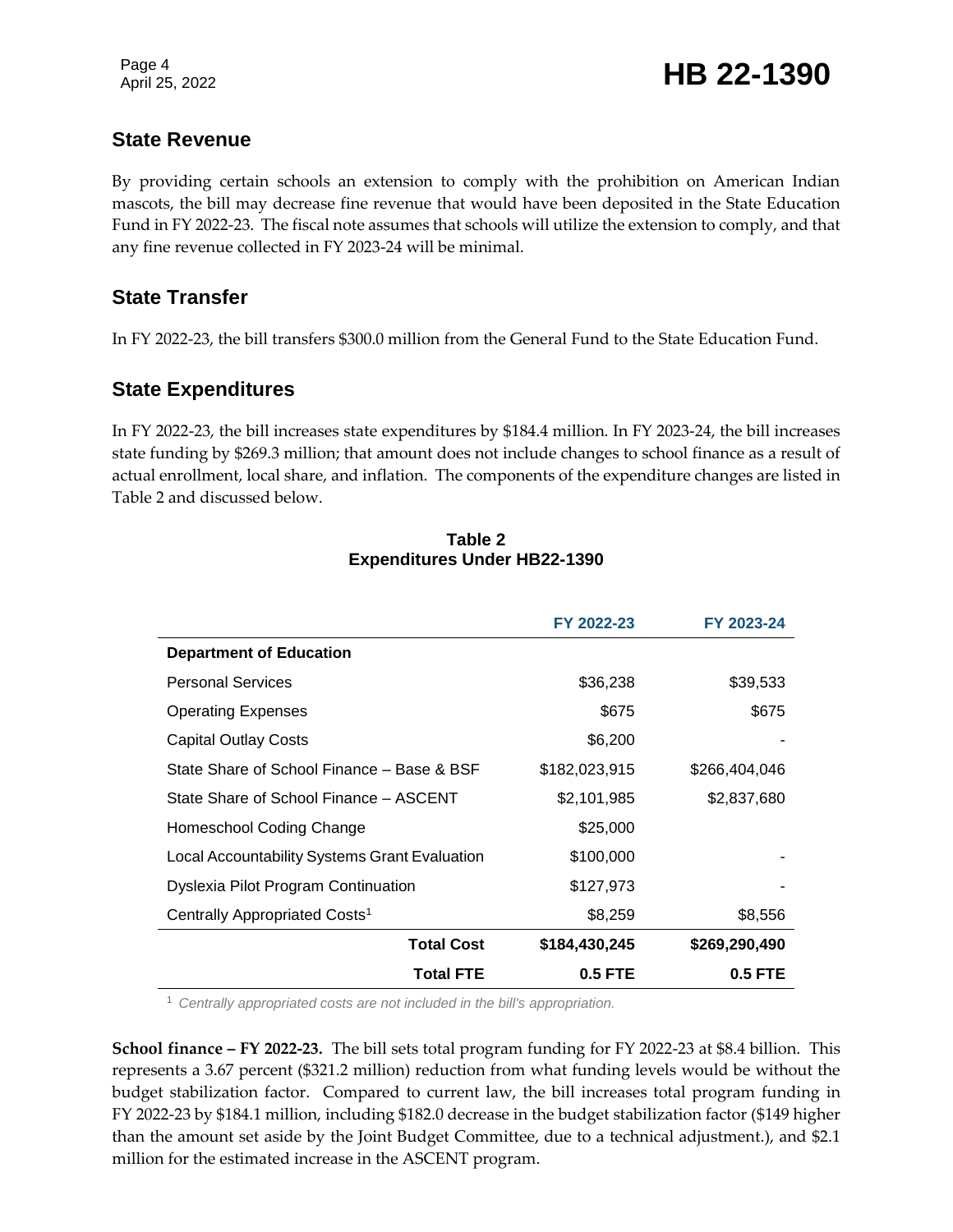## State Revenue

By providing certain schools an extension to comply with the prohibition on American Indian mascots, the bill may decrease fine revenue that would have been deposited in the State Education Fund in FY 2022-23. The fiscal note assumes that schools will utilize the extension to comply, and that any fine revenue collected in FY 2023-24 will be minimal.

## State Transfer

In FY 2022-23, the bill transfers $300.0 million from the General Fund to the State Education Fund.

## State Expenditures

In FY 2022-23, the bill increases state expenditures by $184.4 million. In FY 2023-24, the bill increases state funding by $269.3 million; that amount does not include changes to school finance as a result of actual enrollment, local share, and inflation. The components of the expenditure changes are listed in Table 2 and discussed below.

**Table 2**
**Expenditures Under HB22-1390**

| | FY 2022-23 | FY 2023-24 |
|---|---|---|
| **Department of Education** | | |
| Personal Services | $36,238 | $39,533 |
| Operating Expenses | $675 | $675 |
| Capital Outlay Costs | $6,200 | - |
| State Share of School Finance – Base & BSF | $182,023,915 | $266,404,046 |
| State Share of School Finance – ASCENT | $2,101,985 | $2,837,680 |
| Homeschool Coding Change | $25,000 | |
| Local Accountability Systems Grant Evaluation | $100,000 | - |
| Dyslexia Pilot Program Continuation | $127,973 | - |
| Centrally Appropriated Costs[1] | $8,259 | $8,556 |
| **Total Cost** | **$184,430,245** | **$269,290,490** |
| **Total FTE** | **0.5 FTE** | **0.5 FTE** |

[1] *Centrally appropriated costs are not included in the bill's appropriation.*

**School finance – FY 2022-23.** The bill sets total program funding for FY 2022-23 at $8.4 billion. This represents a 3.67 percent ($321.2 million) reduction from what funding levels would be without the budget stabilization factor. Compared to current law, the bill increases total program funding in FY 2022-23 by $184.1 million, including $182.0 decrease in the budget stabilization factor ($149 higher than the amount set aside by the Joint Budget Committee, due to a technical adjustment.), and $2.1 million for the estimated increase in the ASCENT program.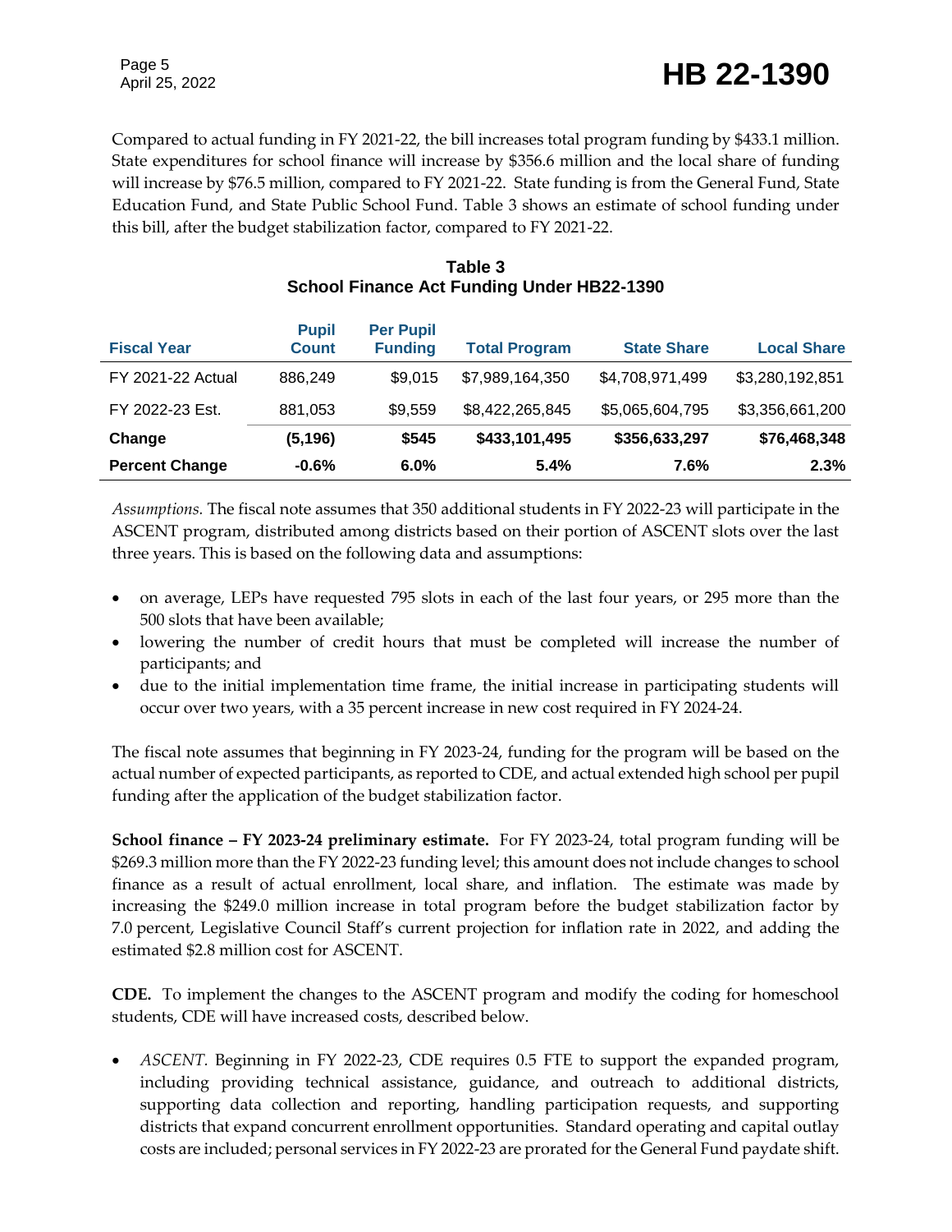Compared to actual funding in FY 2021-22, the bill increases total program funding by $433.1 million. State expenditures for school finance will increase by $356.6 million and the local share of funding will increase by $76.5 million, compared to FY 2021-22. State funding is from the General Fund, State Education Fund, and State Public School Fund. Table 3 shows an estimate of school funding under this bill, after the budget stabilization factor, compared to FY 2021-22.

**Table 3**
**School Finance Act Funding Under HB22-1390**

| Fiscal Year | Pupil Count | Per Pupil Funding | Total Program | State Share | Local Share |
|---|---|---|---|---|---|
| FY 2021-22 Actual | 886,249 | $9,015 | $7,989,164,350 | $4,708,971,499 | $3,280,192,851 |
| FY 2022-23 Est. | 881,053 | $9,559 | $8,422,265,845 | $5,065,604,795 | $3,356,661,200 |
| **Change** | **(5,196)** | **$545** | **$433,101,495** | **$356,633,297** | **$76,468,348** |
| **Percent Change** | **-0.6%** | **6.0%** | **5.4%** | **7.6%** | **2.3%** |

*Assumptions.* The fiscal note assumes that 350 additional students in FY 2022-23 will participate in the ASCENT program, distributed among districts based on their portion of ASCENT slots over the last three years. This is based on the following data and assumptions:

- on average, LEPs have requested 795 slots in each of the last four years, or 295 more than the 500 slots that have been available;
- lowering the number of credit hours that must be completed will increase the number of participants; and
- due to the initial implementation time frame, the initial increase in participating students will occur over two years, with a 35 percent increase in new cost required in FY 2024-24.

The fiscal note assumes that beginning in FY 2023-24, funding for the program will be based on the actual number of expected participants, as reported to CDE, and actual extended high school per pupil funding after the application of the budget stabilization factor.

**School finance – FY 2023-24 preliminary estimate.** For FY 2023-24, total program funding will be $269.3 million more than the FY 2022-23 funding level; this amount does not include changes to school finance as a result of actual enrollment, local share, and inflation. The estimate was made by increasing the $249.0 million increase in total program before the budget stabilization factor by 7.0 percent, Legislative Council Staff's current projection for inflation rate in 2022, and adding the estimated $2.8 million cost for ASCENT.

**CDE.** To implement the changes to the ASCENT program and modify the coding for homeschool students, CDE will have increased costs, described below.

- *ASCENT.* Beginning in FY 2022-23, CDE requires 0.5 FTE to support the expanded program, including providing technical assistance, guidance, and outreach to additional districts, supporting data collection and reporting, handling participation requests, and supporting districts that expand concurrent enrollment opportunities. Standard operating and capital outlay costs are included; personal services in FY 2022-23 are prorated for the General Fund paydate shift.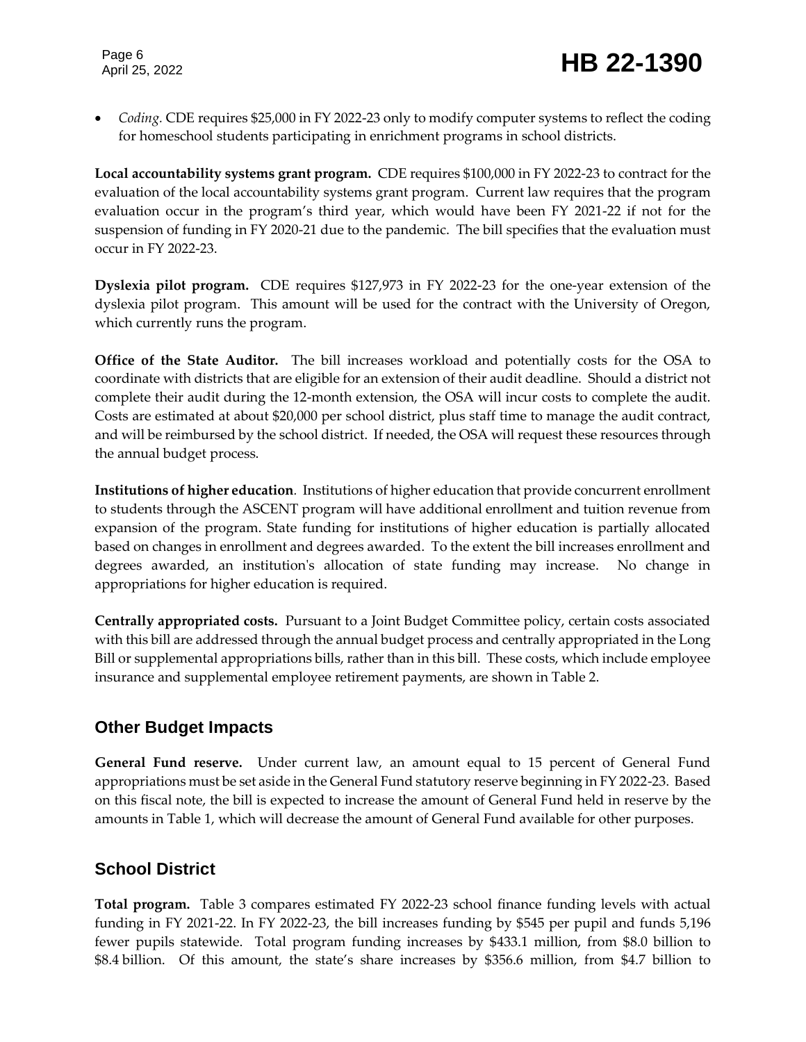- *Coding.* CDE requires $25,000 in FY 2022-23 only to modify computer systems to reflect the coding for homeschool students participating in enrichment programs in school districts.

**Local accountability systems grant program.** CDE requires $100,000 in FY 2022-23 to contract for the evaluation of the local accountability systems grant program. Current law requires that the program evaluation occur in the program's third year, which would have been FY 2021-22 if not for the suspension of funding in FY 2020-21 due to the pandemic. The bill specifies that the evaluation must occur in FY 2022-23.

**Dyslexia pilot program.** CDE requires $127,973 in FY 2022-23 for the one-year extension of the dyslexia pilot program. This amount will be used for the contract with the University of Oregon, which currently runs the program.

**Office of the State Auditor.** The bill increases workload and potentially costs for the OSA to coordinate with districts that are eligible for an extension of their audit deadline. Should a district not complete their audit during the 12-month extension, the OSA will incur costs to complete the audit. Costs are estimated at about $20,000 per school district, plus staff time to manage the audit contract, and will be reimbursed by the school district. If needed, the OSA will request these resources through the annual budget process.

**Institutions of higher education**. Institutions of higher education that provide concurrent enrollment to students through the ASCENT program will have additional enrollment and tuition revenue from expansion of the program. State funding for institutions of higher education is partially allocated based on changes in enrollment and degrees awarded. To the extent the bill increases enrollment and degrees awarded, an institution's allocation of state funding may increase. No change in appropriations for higher education is required.

**Centrally appropriated costs.** Pursuant to a Joint Budget Committee policy, certain costs associated with this bill are addressed through the annual budget process and centrally appropriated in the Long Bill or supplemental appropriations bills, rather than in this bill. These costs, which include employee insurance and supplemental employee retirement payments, are shown in Table 2.

## Other Budget Impacts

**General Fund reserve.** Under current law, an amount equal to 15 percent of General Fund appropriations must be set aside in the General Fund statutory reserve beginning in FY 2022-23. Based on this fiscal note, the bill is expected to increase the amount of General Fund held in reserve by the amounts in Table 1, which will decrease the amount of General Fund available for other purposes.

## School District

**Total program.** Table 3 compares estimated FY 2022-23 school finance funding levels with actual funding in FY 2021-22. In FY 2022-23, the bill increases funding by $545 per pupil and funds 5,196 fewer pupils statewide. Total program funding increases by $433.1 million, from $8.0 billion to $8.4 billion. Of this amount, the state's share increases by $356.6 million, from $4.7 billion to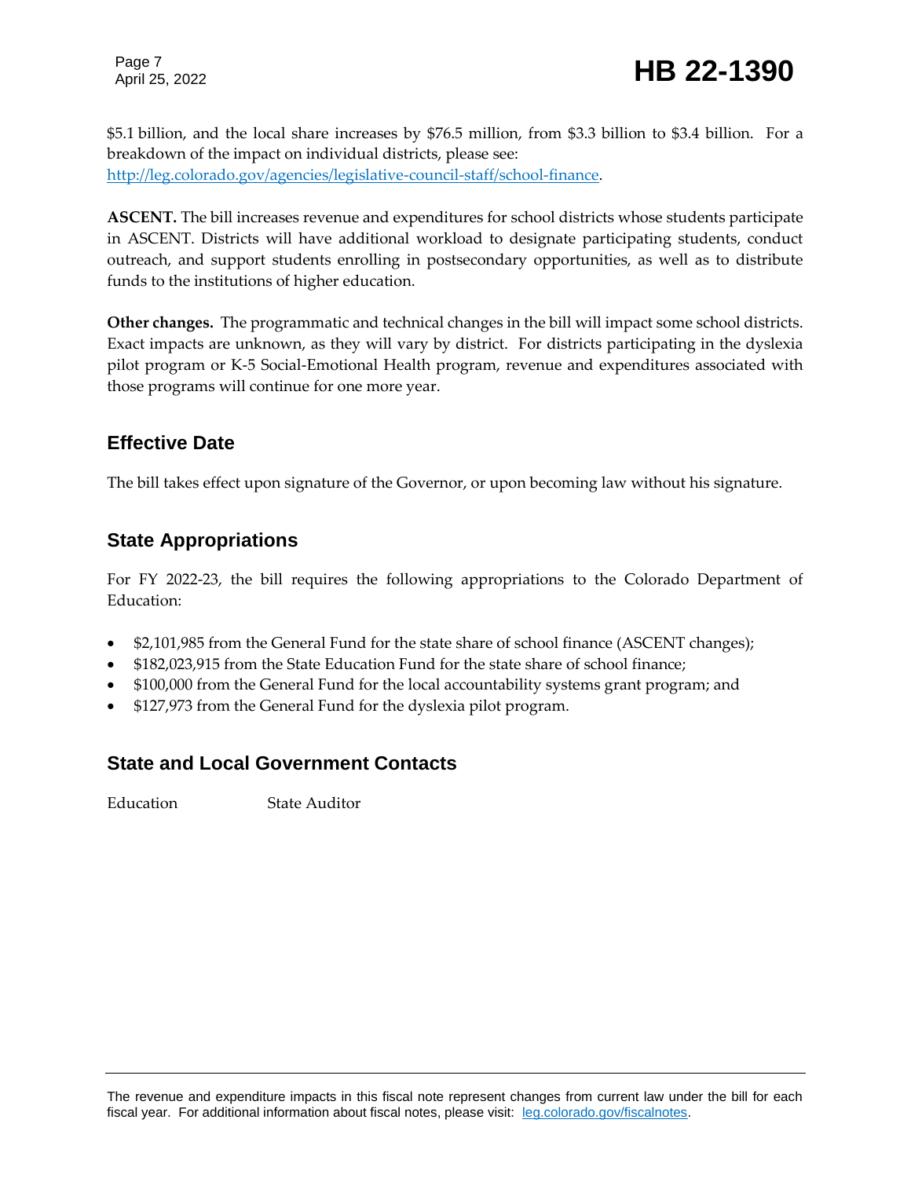$5.1 billion, and the local share increases by $76.5 million, from $3.3 billion to $3.4 billion. For a breakdown of the impact on individual districts, please see: [http://leg.colorado.gov/agencies/legislative-council-staff/school-finance](http://leg.colorado.gov/agencies/legislative-council-staff/school-finance).

**ASCENT.** The bill increases revenue and expenditures for school districts whose students participate in ASCENT. Districts will have additional workload to designate participating students, conduct outreach, and support students enrolling in postsecondary opportunities, as well as to distribute funds to the institutions of higher education.

**Other changes.** The programmatic and technical changes in the bill will impact some school districts. Exact impacts are unknown, as they will vary by district. For districts participating in the dyslexia pilot program or K-5 Social-Emotional Health program, revenue and expenditures associated with those programs will continue for one more year.

## Effective Date

The bill takes effect upon signature of the Governor, or upon becoming law without his signature.

## State Appropriations

For FY 2022-23, the bill requires the following appropriations to the Colorado Department of Education:

- $2,101,985 from the General Fund for the state share of school finance (ASCENT changes);
- $182,023,915 from the State Education Fund for the state share of school finance;
- $100,000 from the General Fund for the local accountability systems grant program; and
- $127,973 from the General Fund for the dyslexia pilot program.

## State and Local Government Contacts

Education State Auditor

The revenue and expenditure impacts in this fiscal note represent changes from current law under the bill for each fiscal year. For additional information about fiscal notes, please visit: [leg.colorado.gov/fiscalnotes](http://leg.colorado.gov/fiscalnotes).